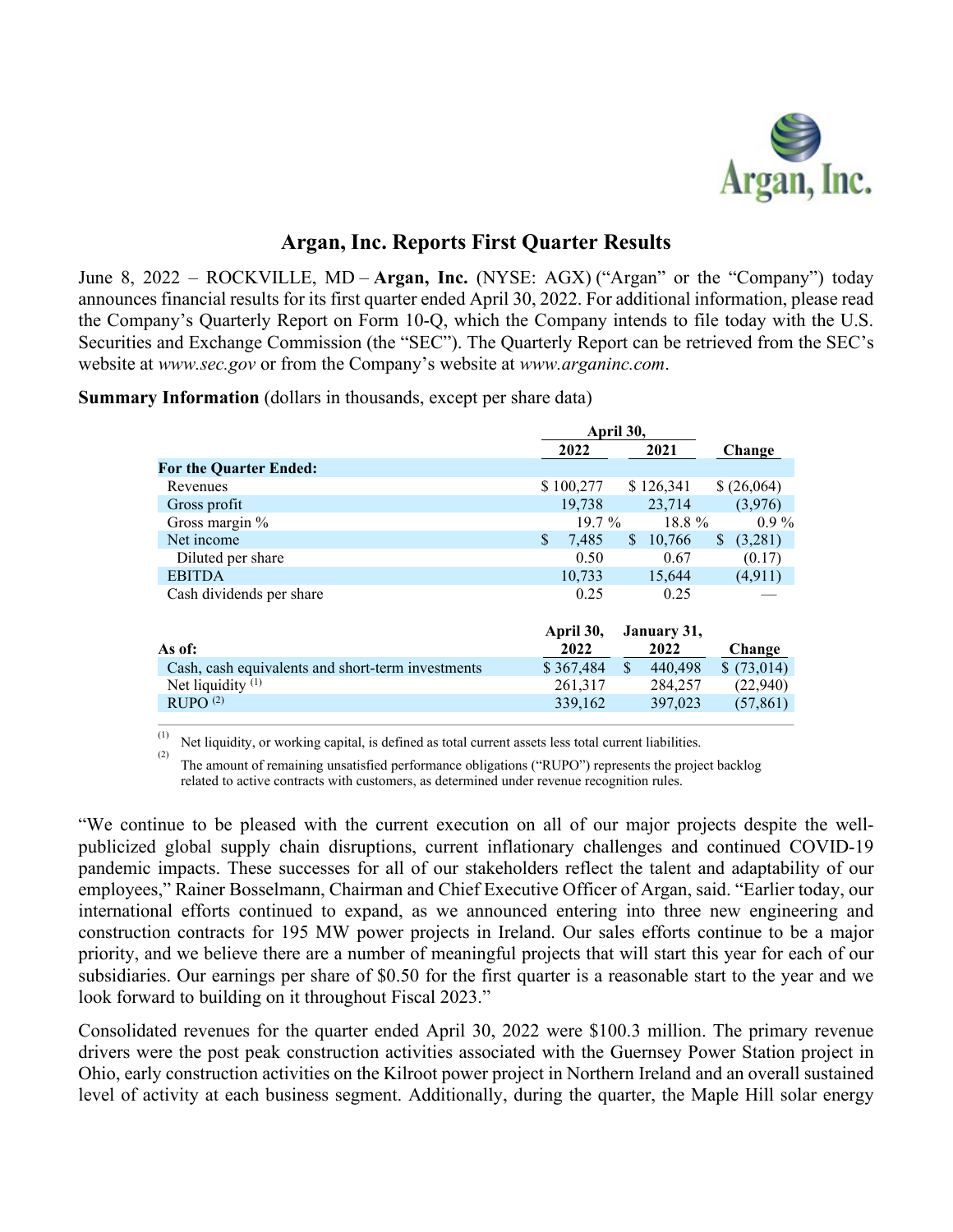# Argan, Inc. Reports First Quarter Results

June 8, 2022 – ROCKVILLE, MD – **Argan, Inc.** (NYSE: AGX) ("Argan" or the "Company") today announces financial results for its first quarter ended April 30, 2022. For additional information, please read the Company's Quarterly Report on Form 10-Q, which the Company intends to file today with the U.S. Securities and Exchange Commission (the "SEC"). The Quarterly Report can be retrieved from the SEC's website at *www.sec.gov* or from the Company's website at *www.arganinc.com*.

**Summary Information** (dollars in thousands, except per share data)

| | April 30, | | |
|---|---|---|---|
| | 2022 | 2021 | Change |
| **For the Quarter Ended:** | | | |
| Revenues | $ 100,277 | $ 126,341 | $ (26,064) |
| Gross profit | 19,738 | 23,714 | (3,976) |
| Gross margin % | 19.7 % | 18.8 % | 0.9 % |
| Net income | $ 7,485 | $ 10,766 | $ (3,281) |
| Diluted per share | 0.50 | 0.67 | (0.17) |
| EBITDA | 10,733 | 15,644 | (4,911) |
| Cash dividends per share | 0.25 | 0.25 | — |
| **As of:** | **April 30, 2022** | **January 31, 2022** | **Change** |
| Cash, cash equivalents and short-term investments | $ 367,484 | $ 440,498 | $ (73,014) |
| Net liquidity [(1)] | 261,317 | 284,257 | (22,940) |
| RUPO [(2)] | 339,162 | 397,023 | (57,861) |

(1) Net liquidity, or working capital, is defined as total current assets less total current liabilities.

(2) The amount of remaining unsatisfied performance obligations ("RUPO") represents the project backlog related to active contracts with customers, as determined under revenue recognition rules.

"We continue to be pleased with the current execution on all of our major projects despite the well-publicized global supply chain disruptions, current inflationary challenges and continued COVID-19 pandemic impacts. These successes for all of our stakeholders reflect the talent and adaptability of our employees," Rainer Bosselmann, Chairman and Chief Executive Officer of Argan, said. "Earlier today, our international efforts continued to expand, as we announced entering into three new engineering and construction contracts for 195 MW power projects in Ireland. Our sales efforts continue to be a major priority, and we believe there are a number of meaningful projects that will start this year for each of our subsidiaries. Our earnings per share of $0.50 for the first quarter is a reasonable start to the year and we look forward to building on it throughout Fiscal 2023."

Consolidated revenues for the quarter ended April 30, 2022 were $100.3 million. The primary revenue drivers were the post peak construction activities associated with the Guernsey Power Station project in Ohio, early construction activities on the Kilroot power project in Northern Ireland and an overall sustained level of activity at each business segment. Additionally, during the quarter, the Maple Hill solar energy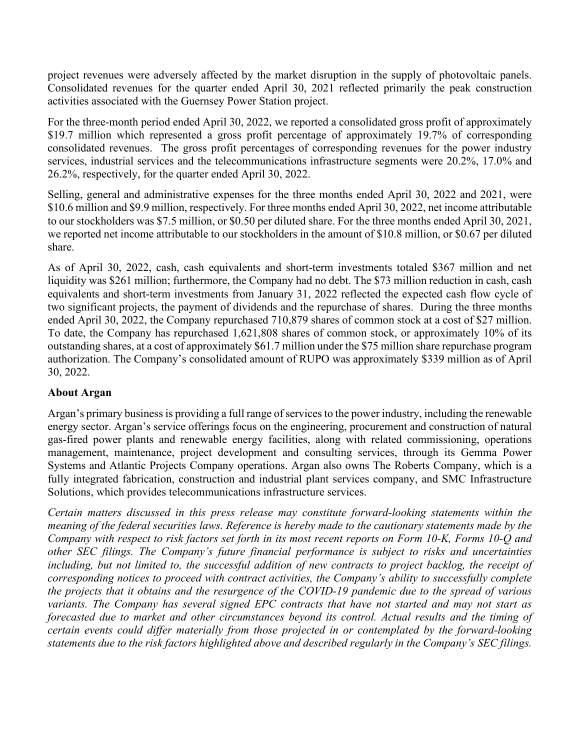project revenues were adversely affected by the market disruption in the supply of photovoltaic panels. Consolidated revenues for the quarter ended April 30, 2021 reflected primarily the peak construction activities associated with the Guernsey Power Station project.

For the three-month period ended April 30, 2022, we reported a consolidated gross profit of approximately $19.7 million which represented a gross profit percentage of approximately 19.7% of corresponding consolidated revenues. The gross profit percentages of corresponding revenues for the power industry services, industrial services and the telecommunications infrastructure segments were 20.2%, 17.0% and 26.2%, respectively, for the quarter ended April 30, 2022.

Selling, general and administrative expenses for the three months ended April 30, 2022 and 2021, were $10.6 million and $9.9 million, respectively. For three months ended April 30, 2022, net income attributable to our stockholders was $7.5 million, or $0.50 per diluted share. For the three months ended April 30, 2021, we reported net income attributable to our stockholders in the amount of $10.8 million, or $0.67 per diluted share.

As of April 30, 2022, cash, cash equivalents and short-term investments totaled $367 million and net liquidity was $261 million; furthermore, the Company had no debt. The $73 million reduction in cash, cash equivalents and short-term investments from January 31, 2022 reflected the expected cash flow cycle of two significant projects, the payment of dividends and the repurchase of shares. During the three months ended April 30, 2022, the Company repurchased 710,879 shares of common stock at a cost of $27 million. To date, the Company has repurchased 1,621,808 shares of common stock, or approximately 10% of its outstanding shares, at a cost of approximately $61.7 million under the $75 million share repurchase program authorization. The Company's consolidated amount of RUPO was approximately $339 million as of April 30, 2022.

**About Argan**

Argan's primary business is providing a full range of services to the power industry, including the renewable energy sector. Argan's service offerings focus on the engineering, procurement and construction of natural gas-fired power plants and renewable energy facilities, along with related commissioning, operations management, maintenance, project development and consulting services, through its Gemma Power Systems and Atlantic Projects Company operations. Argan also owns The Roberts Company, which is a fully integrated fabrication, construction and industrial plant services company, and SMC Infrastructure Solutions, which provides telecommunications infrastructure services.

*Certain matters discussed in this press release may constitute forward-looking statements within the meaning of the federal securities laws. Reference is hereby made to the cautionary statements made by the Company with respect to risk factors set forth in its most recent reports on Form 10-K, Forms 10-Q and other SEC filings. The Company's future financial performance is subject to risks and uncertainties including, but not limited to, the successful addition of new contracts to project backlog, the receipt of corresponding notices to proceed with contract activities, the Company's ability to successfully complete the projects that it obtains and the resurgence of the COVID-19 pandemic due to the spread of various variants. The Company has several signed EPC contracts that have not started and may not start as forecasted due to market and other circumstances beyond its control. Actual results and the timing of certain events could differ materially from those projected in or contemplated by the forward-looking statements due to the risk factors highlighted above and described regularly in the Company's SEC filings.*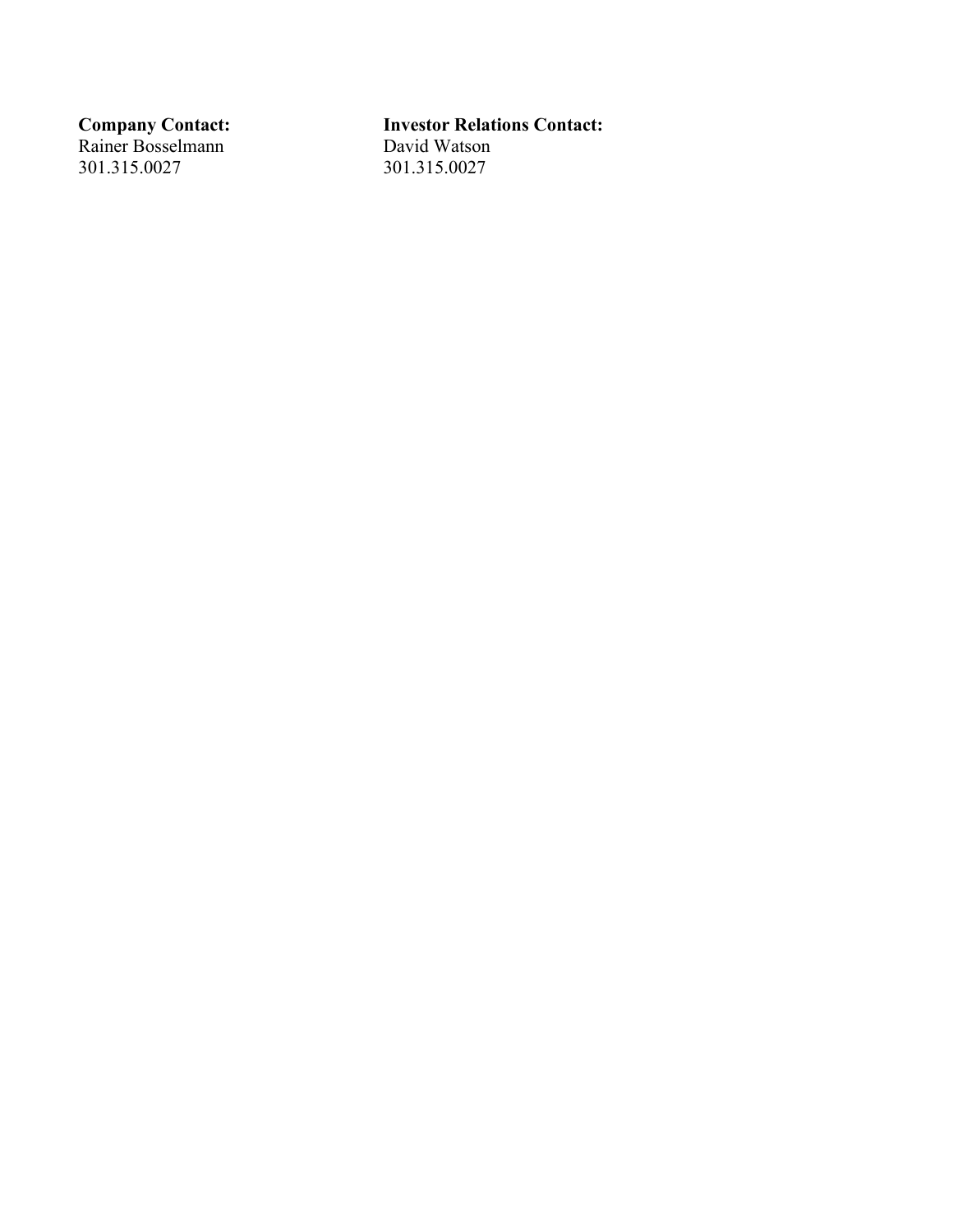**Company Contact:**
Rainer Bosselmann
301.315.0027

**Investor Relations Contact:**
David Watson
301.315.0027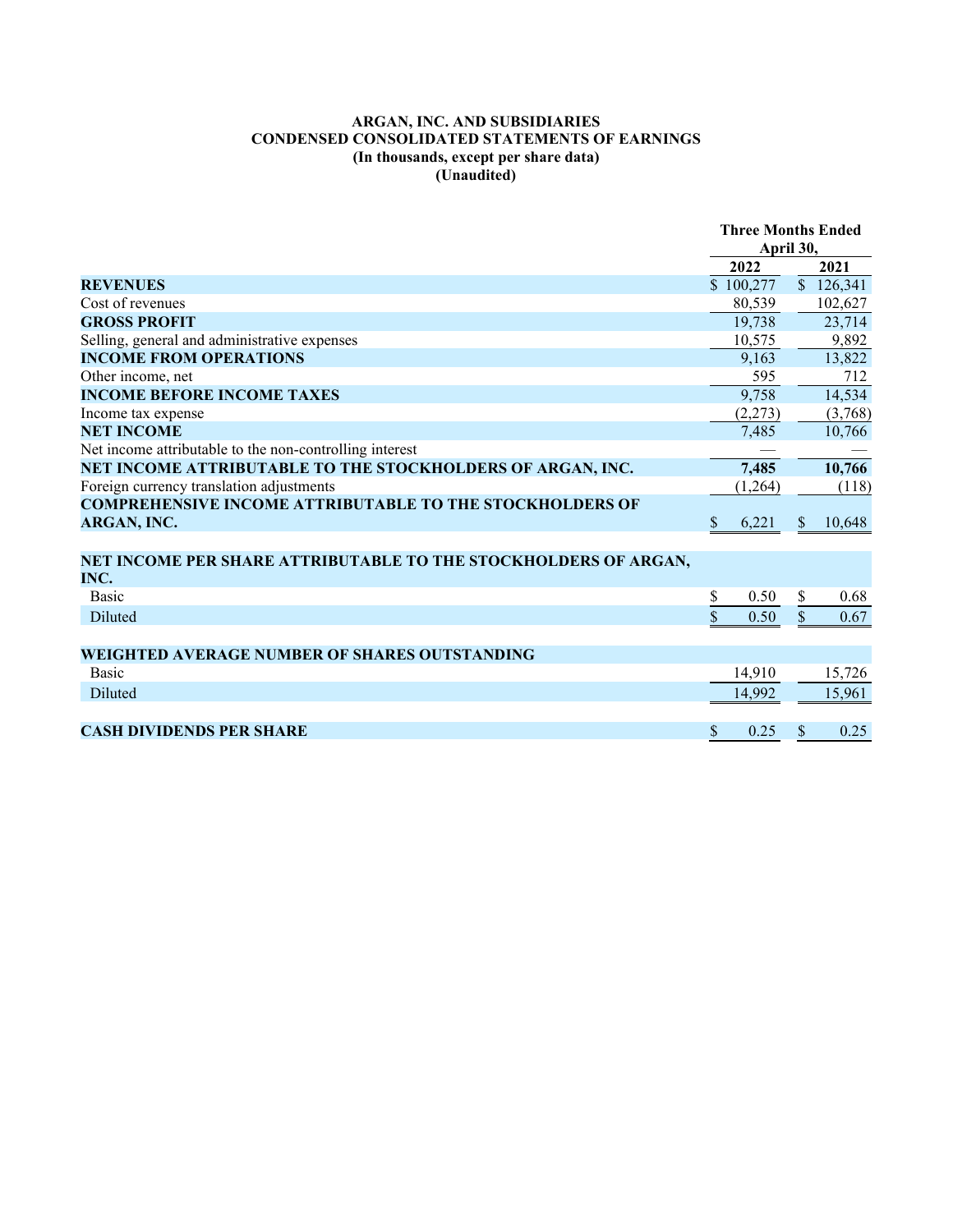**ARGAN, INC. AND SUBSIDIARIES**
**CONDENSED CONSOLIDATED STATEMENTS OF EARNINGS**
**(In thousands, except per share data)**
**(Unaudited)**

| | Three Months Ended April 30, | |
|---|---|---|
| | **2022** | **2021** |
| **REVENUES** | $ 100,277 | $ 126,341 |
| Cost of revenues | 80,539 | 102,627 |
| **GROSS PROFIT** | 19,738 | 23,714 |
| Selling, general and administrative expenses | 10,575 | 9,892 |
| **INCOME FROM OPERATIONS** | 9,163 | 13,822 |
| Other income, net | 595 | 712 |
| **INCOME BEFORE INCOME TAXES** | 9,758 | 14,534 |
| Income tax expense | (2,273) | (3,768) |
| **NET INCOME** | 7,485 | 10,766 |
| Net income attributable to the non-controlling interest | — | — |
| **NET INCOME ATTRIBUTABLE TO THE STOCKHOLDERS OF ARGAN, INC.** | **7,485** | **10,766** |
| Foreign currency translation adjustments | (1,264) | (118) |
| **COMPREHENSIVE INCOME ATTRIBUTABLE TO THE STOCKHOLDERS OF ARGAN, INC.** | $ 6,221 | $ 10,648 |
| | | |
| **NET INCOME PER SHARE ATTRIBUTABLE TO THE STOCKHOLDERS OF ARGAN, INC.** | | |
| Basic | $ 0.50 | $ 0.68 |
| Diluted | $ 0.50 | $ 0.67 |
| | | |
| **WEIGHTED AVERAGE NUMBER OF SHARES OUTSTANDING** | | |
| Basic | 14,910 | 15,726 |
| Diluted | 14,992 | 15,961 |
| | | |
| **CASH DIVIDENDS PER SHARE** | $ 0.25 | $ 0.25 |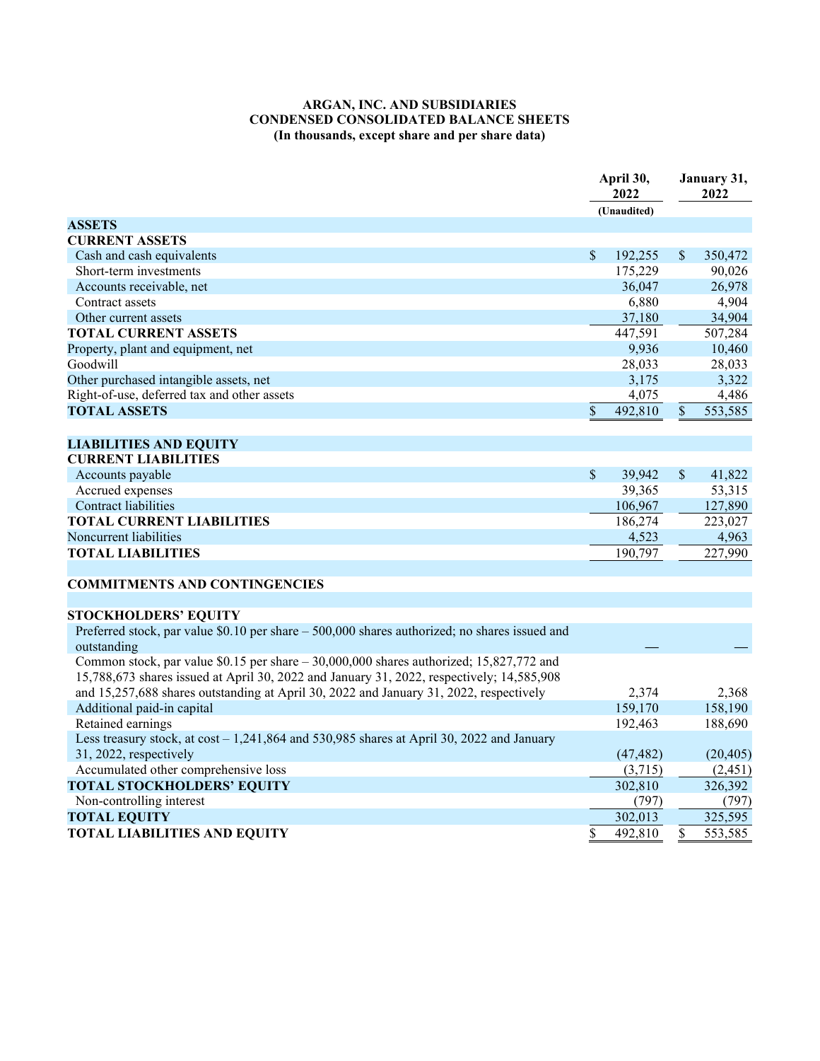**ARGAN, INC. AND SUBSIDIARIES**
**CONDENSED CONSOLIDATED BALANCE SHEETS**
**(In thousands, except share and per share data)**

| | April 30, 2022 (Unaudited) | January 31, 2022 |
|---|---|---|
| **ASSETS** | | |
| **CURRENT ASSETS** | | |
| Cash and cash equivalents | $ 192,255 | $ 350,472 |
| Short-term investments | 175,229 | 90,026 |
| Accounts receivable, net | 36,047 | 26,978 |
| Contract assets | 6,880 | 4,904 |
| Other current assets | 37,180 | 34,904 |
| **TOTAL CURRENT ASSETS** | 447,591 | 507,284 |
| Property, plant and equipment, net | 9,936 | 10,460 |
| Goodwill | 28,033 | 28,033 |
| Other purchased intangible assets, net | 3,175 | 3,322 |
| Right-of-use, deferred tax and other assets | 4,075 | 4,486 |
| **TOTAL ASSETS** | $ 492,810 | $ 553,585 |
| | | |
| **LIABILITIES AND EQUITY** | | |
| **CURRENT LIABILITIES** | | |
| Accounts payable | $ 39,942 | $ 41,822 |
| Accrued expenses | 39,365 | 53,315 |
| Contract liabilities | 106,967 | 127,890 |
| **TOTAL CURRENT LIABILITIES** | 186,274 | 223,027 |
| Noncurrent liabilities | 4,523 | 4,963 |
| **TOTAL LIABILITIES** | 190,797 | 227,990 |
| | | |
| **COMMITMENTS AND CONTINGENCIES** | | |
| | | |
| **STOCKHOLDERS' EQUITY** | | |
| Preferred stock, par value $0.10 per share – 500,000 shares authorized; no shares issued and outstanding | — | — |
| Common stock, par value $0.15 per share – 30,000,000 shares authorized; 15,827,772 and 15,788,673 shares issued at April 30, 2022 and January 31, 2022, respectively; 14,585,908 and 15,257,688 shares outstanding at April 30, 2022 and January 31, 2022, respectively | 2,374 | 2,368 |
| Additional paid-in capital | 159,170 | 158,190 |
| Retained earnings | 192,463 | 188,690 |
| Less treasury stock, at cost – 1,241,864 and 530,985 shares at April 30, 2022 and January 31, 2022, respectively | (47,482) | (20,405) |
| Accumulated other comprehensive loss | (3,715) | (2,451) |
| **TOTAL STOCKHOLDERS' EQUITY** | 302,810 | 326,392 |
| Non-controlling interest | (797) | (797) |
| **TOTAL EQUITY** | 302,013 | 325,595 |
| **TOTAL LIABILITIES AND EQUITY** | $ 492,810 | $ 553,585 |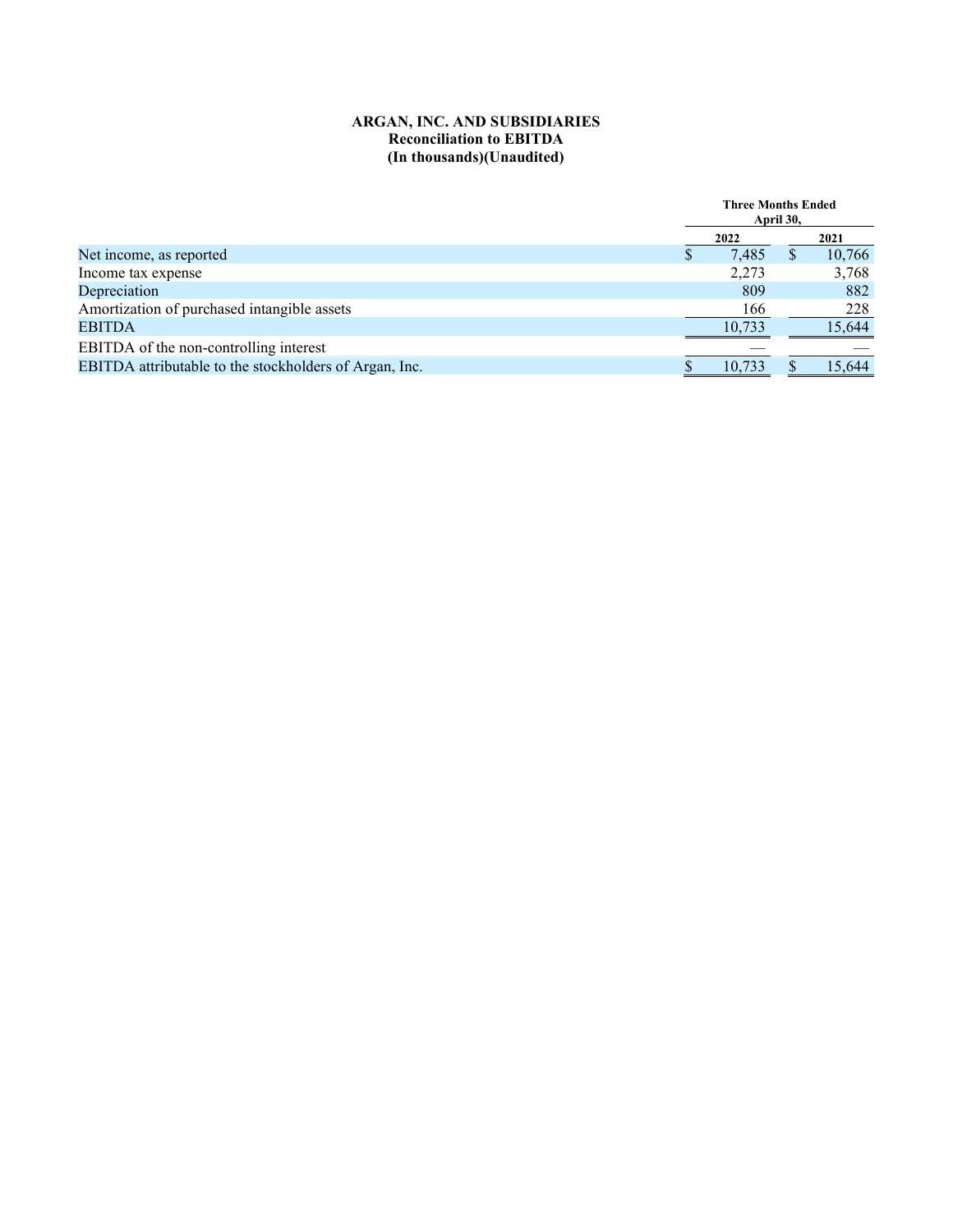**ARGAN, INC. AND SUBSIDIARIES**
**Reconciliation to EBITDA**
**(In thousands)(Unaudited)**

| | Three Months Ended April 30, | |
|---|---|---|
| | 2022 | 2021 |
| Net income, as reported | $ 7,485 | $ 10,766 |
| Income tax expense | 2,273 | 3,768 |
| Depreciation | 809 | 882 |
| Amortization of purchased intangible assets | 166 | 228 |
| EBITDA | 10,733 | 15,644 |
| EBITDA of the non-controlling interest | — | — |
| EBITDA attributable to the stockholders of Argan, Inc. | $ 10,733 | $ 15,644 |